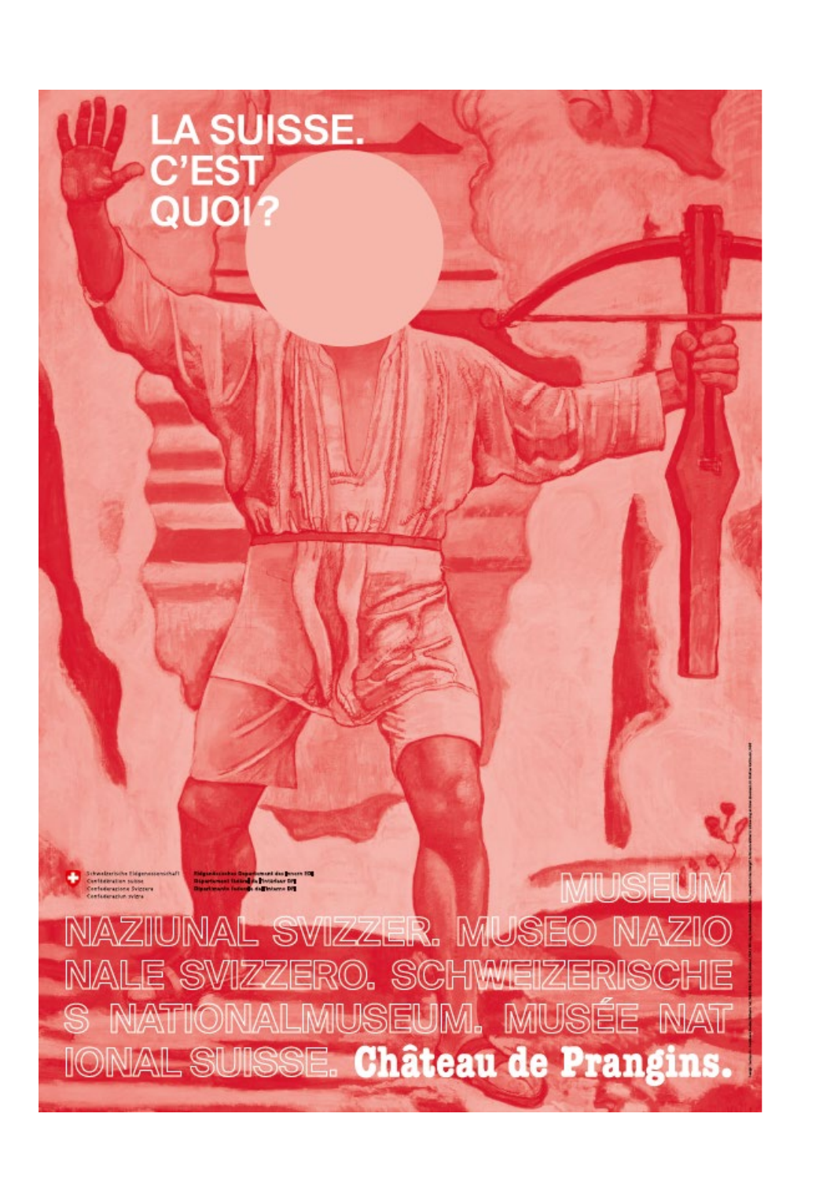# LA SUISSE. C'EST QUOI?

Schweizerische Eidgenossenschaft
Confédération suisse
Confederazione Svizzera
Confederaziun svizra

Eidgenössisches Departement des Innern EDI
Département fédéral de l'intérieur DFI
Dipartimento federale dell'interno DFI

MUSEUM NAZIUNAL SVIZZER. MUSEO NAZIONALE SVIZZERO. SCHWEIZERISCHES NATIONALMUSEUM. MUSÉE NATIONAL SUISSE. **Château de Prangins.**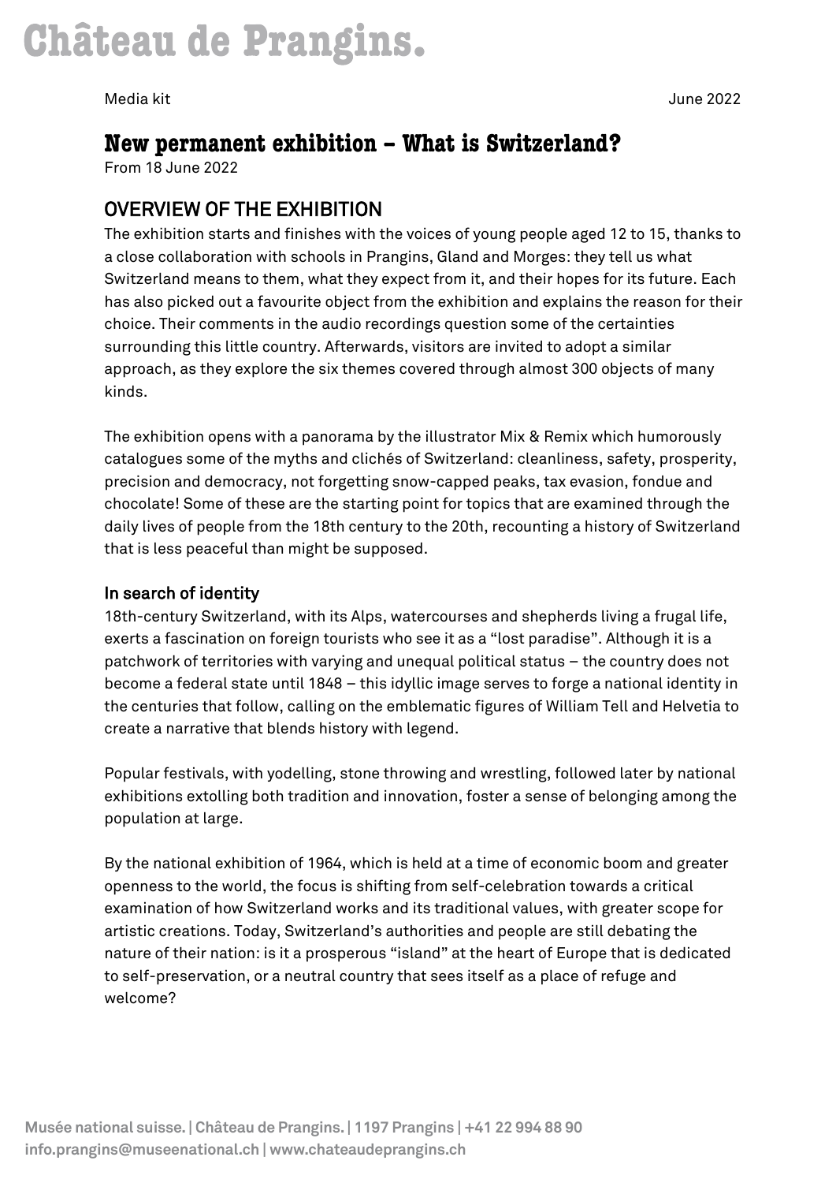Media kit June 2022

## New permanent exhibition – What is Switzerland?

From 18 June 2022

## OVERVIEW OF THE EXHIBITION

The exhibition starts and finishes with the voices of young people aged 12 to 15, thanks to a close collaboration with schools in Prangins, Gland and Morges: they tell us what Switzerland means to them, what they expect from it, and their hopes for its future. Each has also picked out a favourite object from the exhibition and explains the reason for their choice. Their comments in the audio recordings question some of the certainties surrounding this little country. Afterwards, visitors are invited to adopt a similar approach, as they explore the six themes covered through almost 300 objects of many kinds.

The exhibition opens with a panorama by the illustrator Mix & Remix which humorously catalogues some of the myths and clichés of Switzerland: cleanliness, safety, prosperity, precision and democracy, not forgetting snow-capped peaks, tax evasion, fondue and chocolate! Some of these are the starting point for topics that are examined through the daily lives of people from the 18th century to the 20th, recounting a history of Switzerland that is less peaceful than might be supposed.

### In search of identity

18th-century Switzerland, with its Alps, watercourses and shepherds living a frugal life, exerts a fascination on foreign tourists who see it as a "lost paradise". Although it is a patchwork of territories with varying and unequal political status – the country does not become a federal state until 1848 – this idyllic image serves to forge a national identity in the centuries that follow, calling on the emblematic figures of William Tell and Helvetia to create a narrative that blends history with legend.

Popular festivals, with yodelling, stone throwing and wrestling, followed later by national exhibitions extolling both tradition and innovation, foster a sense of belonging among the population at large.

By the national exhibition of 1964, which is held at a time of economic boom and greater openness to the world, the focus is shifting from self-celebration towards a critical examination of how Switzerland works and its traditional values, with greater scope for artistic creations. Today, Switzerland's authorities and people are still debating the nature of their nation: is it a prosperous "island" at the heart of Europe that is dedicated to self-preservation, or a neutral country that sees itself as a place of refuge and welcome?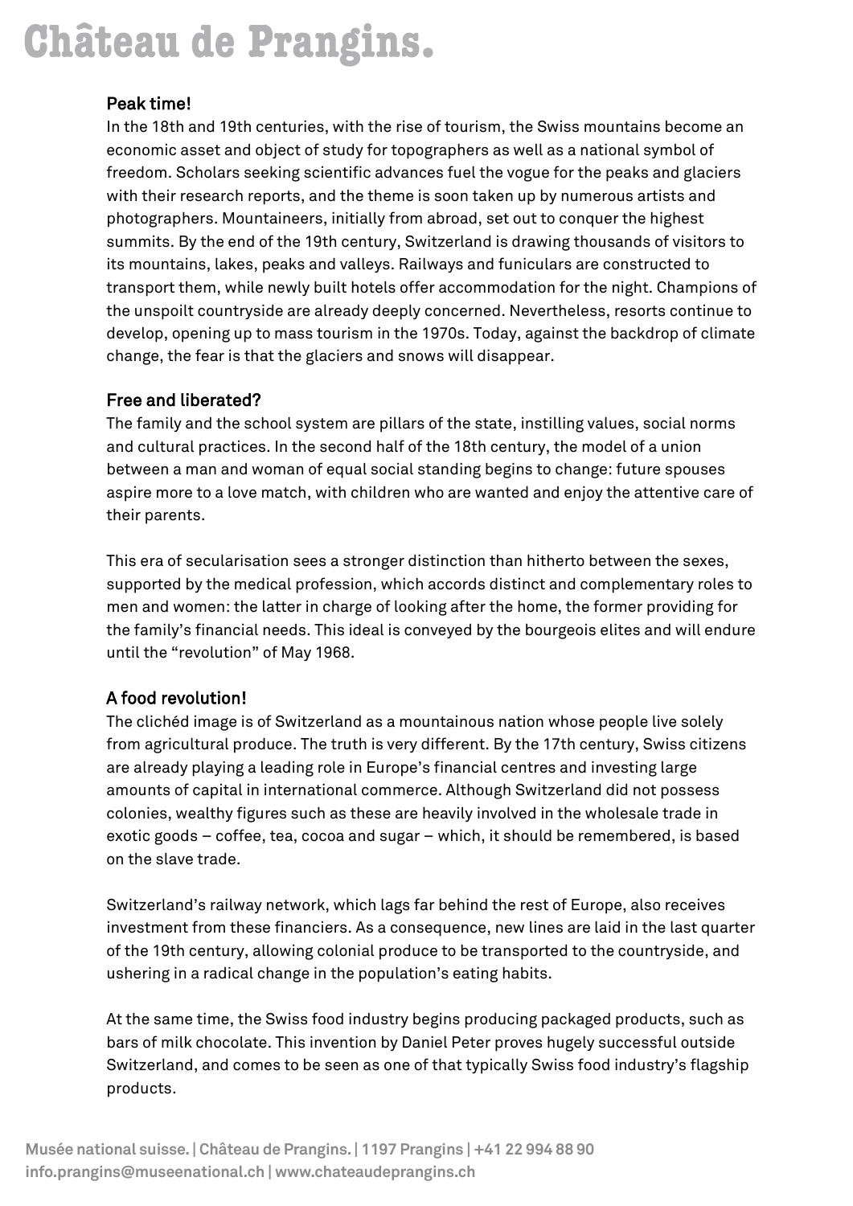## Peak time!

In the 18th and 19th centuries, with the rise of tourism, the Swiss mountains become an economic asset and object of study for topographers as well as a national symbol of freedom. Scholars seeking scientific advances fuel the vogue for the peaks and glaciers with their research reports, and the theme is soon taken up by numerous artists and photographers. Mountaineers, initially from abroad, set out to conquer the highest summits. By the end of the 19th century, Switzerland is drawing thousands of visitors to its mountains, lakes, peaks and valleys. Railways and funiculars are constructed to transport them, while newly built hotels offer accommodation for the night. Champions of the unspoilt countryside are already deeply concerned. Nevertheless, resorts continue to develop, opening up to mass tourism in the 1970s. Today, against the backdrop of climate change, the fear is that the glaciers and snows will disappear.

## Free and liberated?

The family and the school system are pillars of the state, instilling values, social norms and cultural practices. In the second half of the 18th century, the model of a union between a man and woman of equal social standing begins to change: future spouses aspire more to a love match, with children who are wanted and enjoy the attentive care of their parents.

This era of secularisation sees a stronger distinction than hitherto between the sexes, supported by the medical profession, which accords distinct and complementary roles to men and women: the latter in charge of looking after the home, the former providing for the family's financial needs. This ideal is conveyed by the bourgeois elites and will endure until the "revolution" of May 1968.

## A food revolution!

The clichéd image is of Switzerland as a mountainous nation whose people live solely from agricultural produce. The truth is very different. By the 17th century, Swiss citizens are already playing a leading role in Europe's financial centres and investing large amounts of capital in international commerce. Although Switzerland did not possess colonies, wealthy figures such as these are heavily involved in the wholesale trade in exotic goods – coffee, tea, cocoa and sugar – which, it should be remembered, is based on the slave trade.

Switzerland's railway network, which lags far behind the rest of Europe, also receives investment from these financiers. As a consequence, new lines are laid in the last quarter of the 19th century, allowing colonial produce to be transported to the countryside, and ushering in a radical change in the population's eating habits.

At the same time, the Swiss food industry begins producing packaged products, such as bars of milk chocolate. This invention by Daniel Peter proves hugely successful outside Switzerland, and comes to be seen as one of that typically Swiss food industry's flagship products.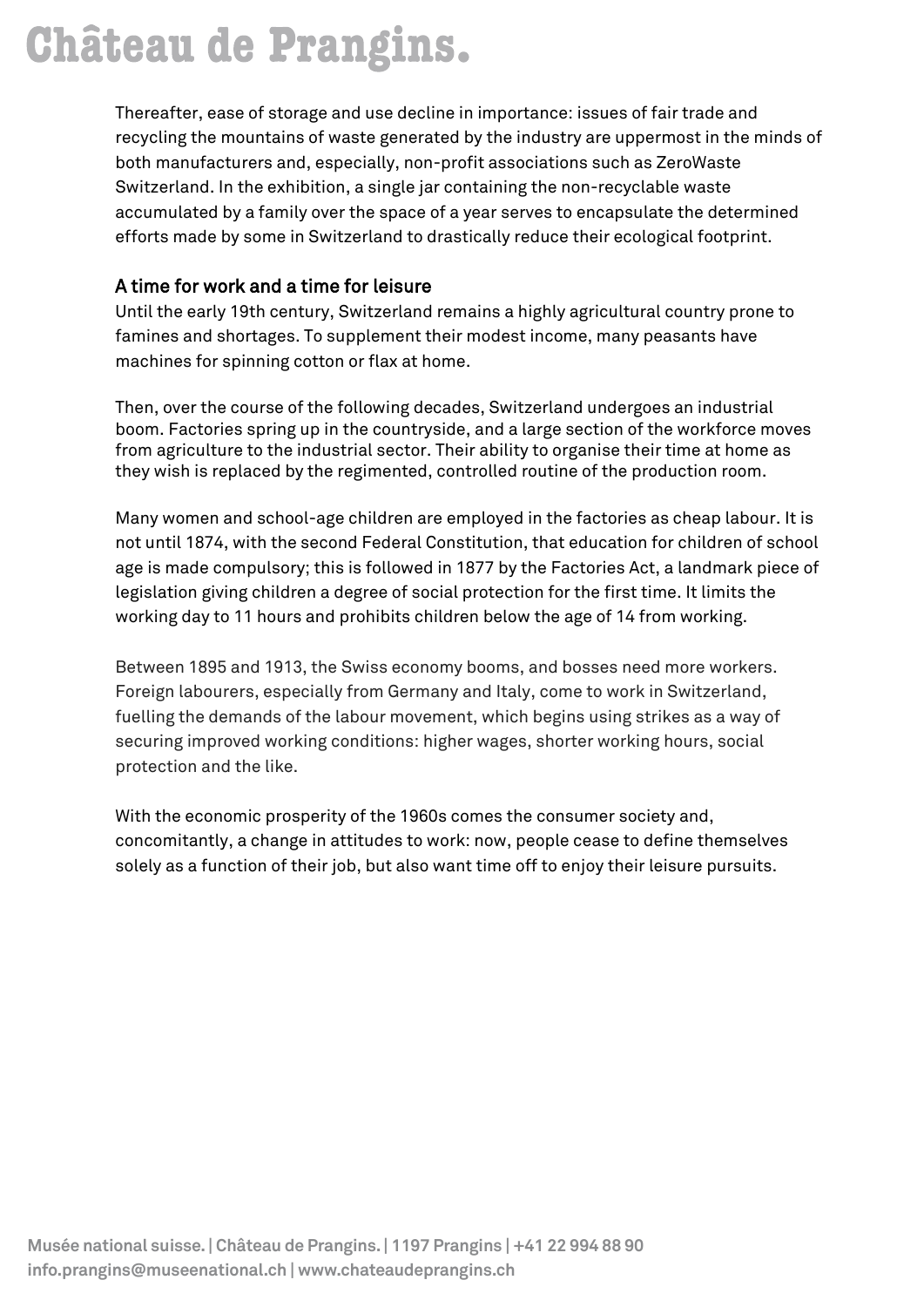Thereafter, ease of storage and use decline in importance: issues of fair trade and recycling the mountains of waste generated by the industry are uppermost in the minds of both manufacturers and, especially, non-profit associations such as ZeroWaste Switzerland. In the exhibition, a single jar containing the non-recyclable waste accumulated by a family over the space of a year serves to encapsulate the determined efforts made by some in Switzerland to drastically reduce their ecological footprint.

## A time for work and a time for leisure

Until the early 19th century, Switzerland remains a highly agricultural country prone to famines and shortages. To supplement their modest income, many peasants have machines for spinning cotton or flax at home.

Then, over the course of the following decades, Switzerland undergoes an industrial boom. Factories spring up in the countryside, and a large section of the workforce moves from agriculture to the industrial sector. Their ability to organise their time at home as they wish is replaced by the regimented, controlled routine of the production room.

Many women and school-age children are employed in the factories as cheap labour. It is not until 1874, with the second Federal Constitution, that education for children of school age is made compulsory; this is followed in 1877 by the Factories Act, a landmark piece of legislation giving children a degree of social protection for the first time. It limits the working day to 11 hours and prohibits children below the age of 14 from working.

Between 1895 and 1913, the Swiss economy booms, and bosses need more workers. Foreign labourers, especially from Germany and Italy, come to work in Switzerland, fuelling the demands of the labour movement, which begins using strikes as a way of securing improved working conditions: higher wages, shorter working hours, social protection and the like.

With the economic prosperity of the 1960s comes the consumer society and, concomitantly, a change in attitudes to work: now, people cease to define themselves solely as a function of their job, but also want time off to enjoy their leisure pursuits.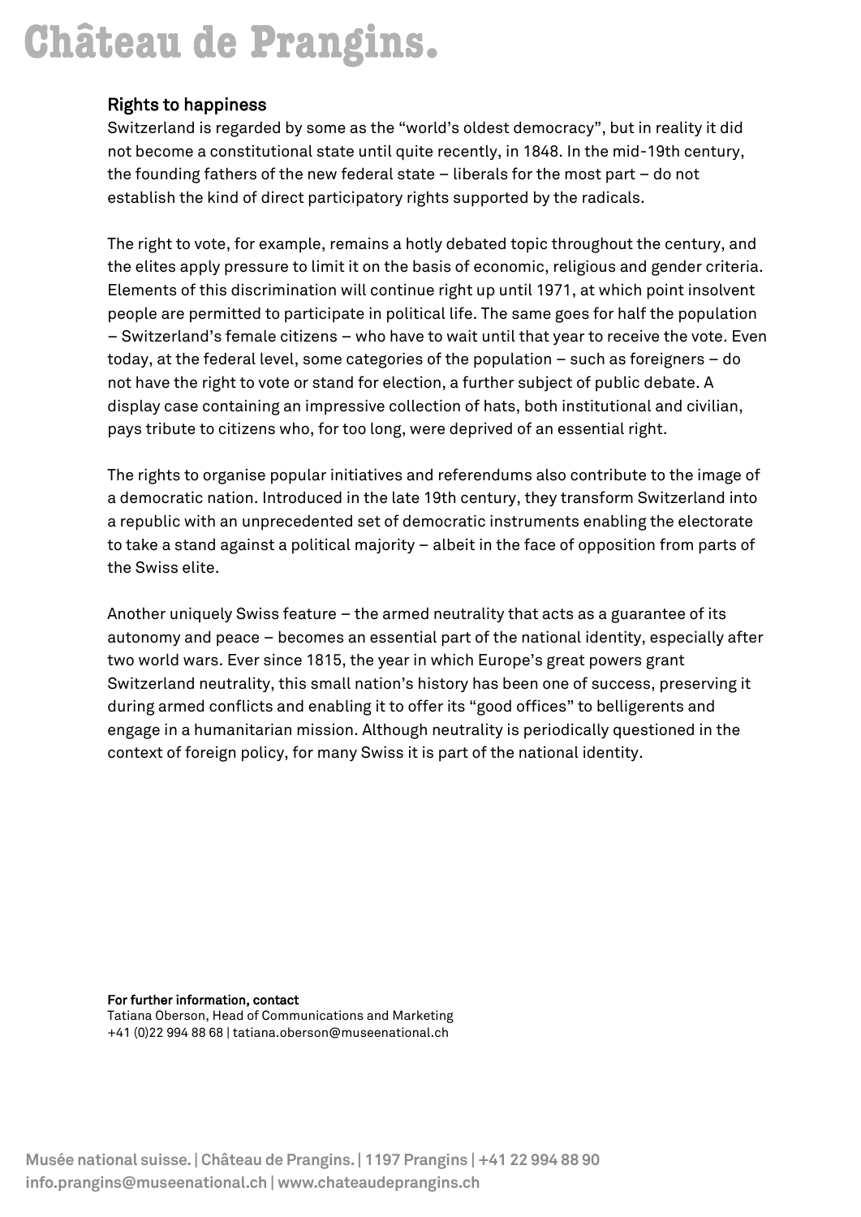## Rights to happiness

Switzerland is regarded by some as the "world's oldest democracy", but in reality it did not become a constitutional state until quite recently, in 1848. In the mid-19th century, the founding fathers of the new federal state – liberals for the most part – do not establish the kind of direct participatory rights supported by the radicals.

The right to vote, for example, remains a hotly debated topic throughout the century, and the elites apply pressure to limit it on the basis of economic, religious and gender criteria. Elements of this discrimination will continue right up until 1971, at which point insolvent people are permitted to participate in political life. The same goes for half the population – Switzerland's female citizens – who have to wait until that year to receive the vote. Even today, at the federal level, some categories of the population – such as foreigners – do not have the right to vote or stand for election, a further subject of public debate. A display case containing an impressive collection of hats, both institutional and civilian, pays tribute to citizens who, for too long, were deprived of an essential right.

The rights to organise popular initiatives and referendums also contribute to the image of a democratic nation. Introduced in the late 19th century, they transform Switzerland into a republic with an unprecedented set of democratic instruments enabling the electorate to take a stand against a political majority – albeit in the face of opposition from parts of the Swiss elite.

Another uniquely Swiss feature – the armed neutrality that acts as a guarantee of its autonomy and peace – becomes an essential part of the national identity, especially after two world wars. Ever since 1815, the year in which Europe's great powers grant Switzerland neutrality, this small nation's history has been one of success, preserving it during armed conflicts and enabling it to offer its "good offices" to belligerents and engage in a humanitarian mission. Although neutrality is periodically questioned in the context of foreign policy, for many Swiss it is part of the national identity.

**For further information, contact**
Tatiana Oberson, Head of Communications and Marketing
+41 (0)22 994 88 68 | tatiana.oberson@museenational.ch